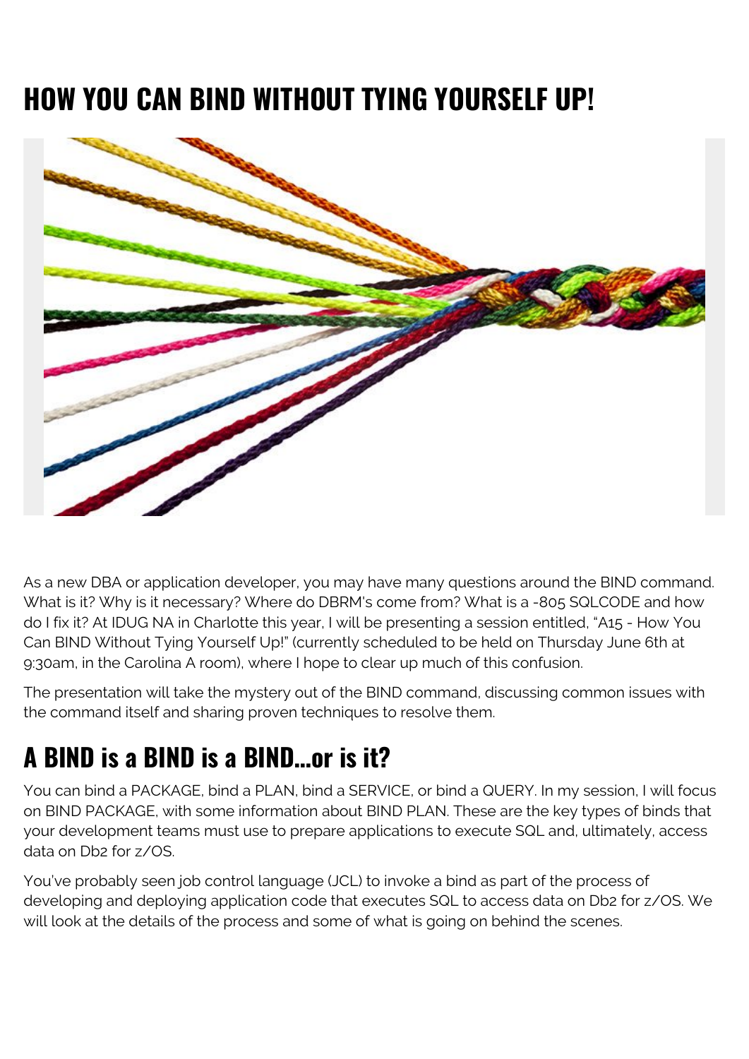# HOW YOU CAN BIND WITHOUT TYING YOURSELF UP!

As a new DBA or application developer, you may have many questions around the BIND command. What is it? Why is it necessary? Where do DBRM's come from? What is a -805 SQLCODE and how do I fix it? At IDUG NA in Charlotte this year, I will be presenting a session entitled, "A15 - How You Can BIND Without Tying Yourself Up!" (currently scheduled to be held on Thursday June 6th at 9:30am, in the Carolina A room), where I hope to clear up much of this confusion.

The presentation will take the mystery out of the BIND command, discussing common issues with the command itself and sharing proven techniques to resolve them.

## A BIND is a BIND is a BIND…or is it?

You can bind a PACKAGE, bind a PLAN, bind a SERVICE, or bind a QUERY. In my session, I will focus on BIND PACKAGE, with some information about BIND PLAN. These are the key types of binds that your development teams must use to prepare applications to execute SQL and, ultimately, access data on Db2 for z/OS.

You've probably seen job control language (JCL) to invoke a bind as part of the process of developing and deploying application code that executes SQL to access data on Db2 for z/OS. We will look at the details of the process and some of what is going on behind the scenes.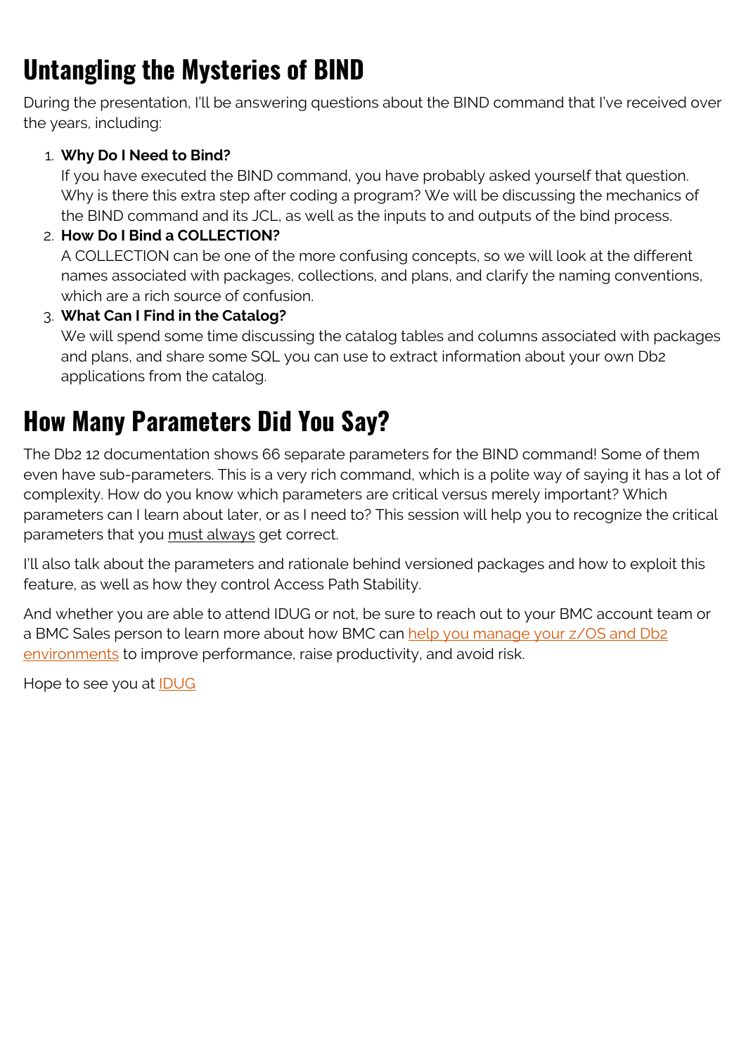## Untangling the Mysteries of BIND

During the presentation, I'll be answering questions about the BIND command that I've received over the years, including:

1. **Why Do I Need to Bind?**
   If you have executed the BIND command, you have probably asked yourself that question. Why is there this extra step after coding a program? We will be discussing the mechanics of the BIND command and its JCL, as well as the inputs to and outputs of the bind process.
2. **How Do I Bind a COLLECTION?**
   A COLLECTION can be one of the more confusing concepts, so we will look at the different names associated with packages, collections, and plans, and clarify the naming conventions, which are a rich source of confusion.
3. **What Can I Find in the Catalog?**
   We will spend some time discussing the catalog tables and columns associated with packages and plans, and share some SQL you can use to extract information about your own Db2 applications from the catalog.

## How Many Parameters Did You Say?

The Db2 12 documentation shows 66 separate parameters for the BIND command! Some of them even have sub-parameters. This is a very rich command, which is a polite way of saying it has a lot of complexity. How do you know which parameters are critical versus merely important? Which parameters can I learn about later, or as I need to? This session will help you to recognize the critical parameters that you must always get correct.

I'll also talk about the parameters and rationale behind versioned packages and how to exploit this feature, as well as how they control Access Path Stability.

And whether you are able to attend IDUG or not, be sure to reach out to your BMC account team or a BMC Sales person to learn more about how BMC can help you manage your z/OS and Db2 environments to improve performance, raise productivity, and avoid risk.

Hope to see you at IDUG